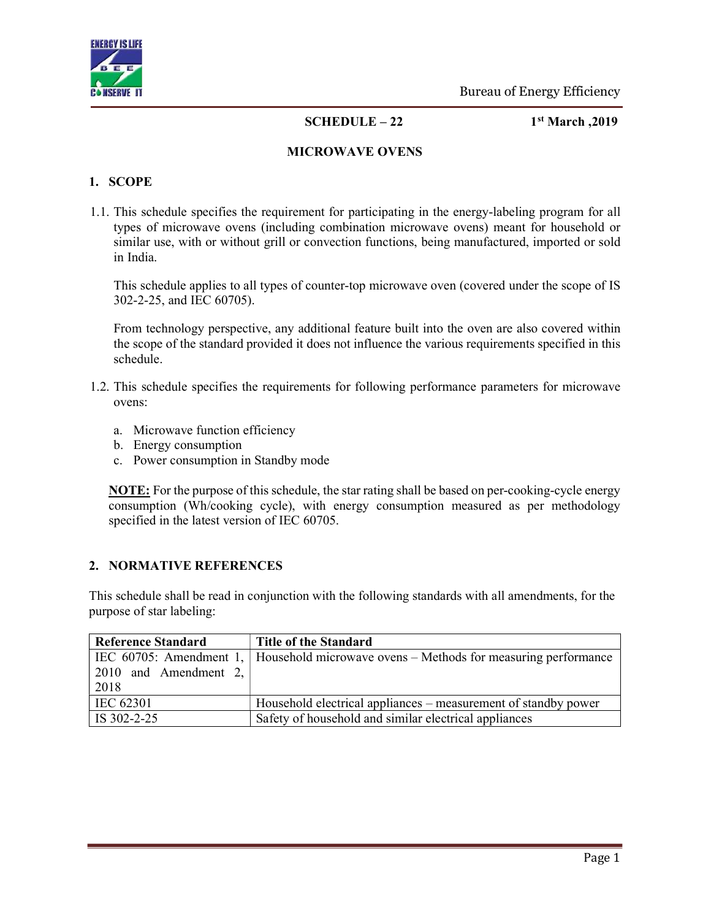**SCHEDULE – 22** **1st March ,2019**

# MICROWAVE OVENS

## 1. SCOPE

1.1. This schedule specifies the requirement for participating in the energy-labeling program for all types of microwave ovens (including combination microwave ovens) meant for household or similar use, with or without grill or convection functions, being manufactured, imported or sold in India.

This schedule applies to all types of counter-top microwave oven (covered under the scope of IS 302-2-25, and IEC 60705).

From technology perspective, any additional feature built into the oven are also covered within the scope of the standard provided it does not influence the various requirements specified in this schedule.

1.2. This schedule specifies the requirements for following performance parameters for microwave ovens:

a. Microwave function efficiency
b. Energy consumption
c. Power consumption in Standby mode

**NOTE:** For the purpose of this schedule, the star rating shall be based on per-cooking-cycle energy consumption (Wh/cooking cycle), with energy consumption measured as per methodology specified in the latest version of IEC 60705.

## 2. NORMATIVE REFERENCES

This schedule shall be read in conjunction with the following standards with all amendments, for the purpose of star labeling:

| Reference Standard | Title of the Standard |
|---|---|
| IEC 60705: Amendment 1, 2010 and Amendment 2, 2018 | Household microwave ovens – Methods for measuring performance |
| IEC 62301 | Household electrical appliances – measurement of standby power |
| IS 302-2-25 | Safety of household and similar electrical appliances |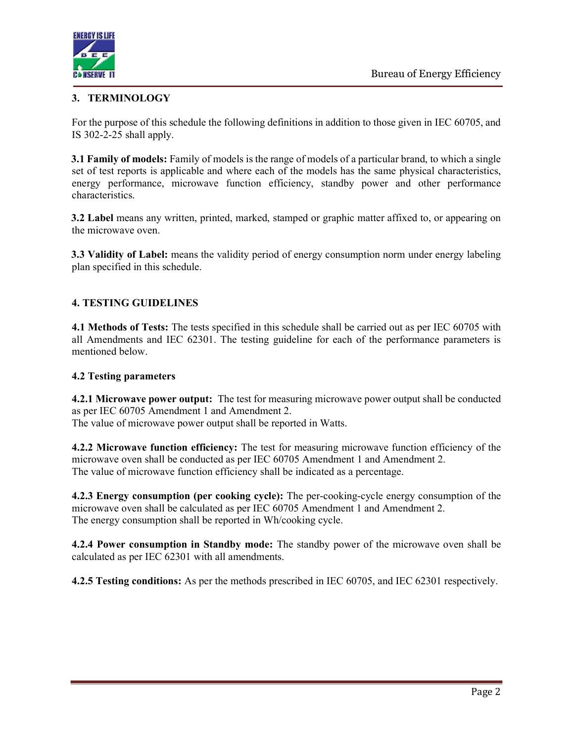## 3. TERMINOLOGY

For the purpose of this schedule the following definitions in addition to those given in IEC 60705, and IS 302-2-25 shall apply.

**3.1 Family of models:** Family of models is the range of models of a particular brand, to which a single set of test reports is applicable and where each of the models has the same physical characteristics, energy performance, microwave function efficiency, standby power and other performance characteristics.

**3.2 Label** means any written, printed, marked, stamped or graphic matter affixed to, or appearing on the microwave oven.

**3.3 Validity of Label:** means the validity period of energy consumption norm under energy labeling plan specified in this schedule.

## 4. TESTING GUIDELINES

**4.1 Methods of Tests:** The tests specified in this schedule shall be carried out as per IEC 60705 with all Amendments and IEC 62301. The testing guideline for each of the performance parameters is mentioned below.

### 4.2 Testing parameters

**4.2.1 Microwave power output:** The test for measuring microwave power output shall be conducted as per IEC 60705 Amendment 1 and Amendment 2.
The value of microwave power output shall be reported in Watts.

**4.2.2 Microwave function efficiency:** The test for measuring microwave function efficiency of the microwave oven shall be conducted as per IEC 60705 Amendment 1 and Amendment 2.
The value of microwave function efficiency shall be indicated as a percentage.

**4.2.3 Energy consumption (per cooking cycle):** The per-cooking-cycle energy consumption of the microwave oven shall be calculated as per IEC 60705 Amendment 1 and Amendment 2.
The energy consumption shall be reported in Wh/cooking cycle.

**4.2.4 Power consumption in Standby mode:** The standby power of the microwave oven shall be calculated as per IEC 62301 with all amendments.

**4.2.5 Testing conditions:** As per the methods prescribed in IEC 60705, and IEC 62301 respectively.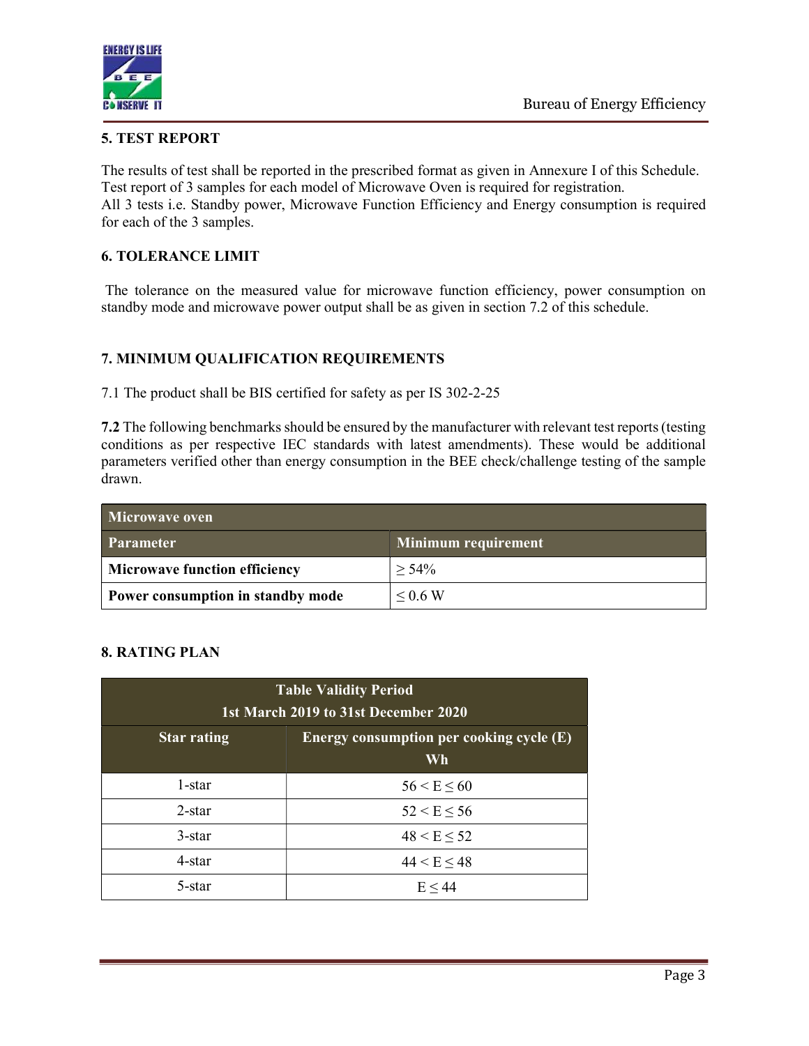## 5. TEST REPORT

The results of test shall be reported in the prescribed format as given in Annexure I of this Schedule. Test report of 3 samples for each model of Microwave Oven is required for registration.
All 3 tests i.e. Standby power, Microwave Function Efficiency and Energy consumption is required for each of the 3 samples.

## 6. TOLERANCE LIMIT

The tolerance on the measured value for microwave function efficiency, power consumption on standby mode and microwave power output shall be as given in section 7.2 of this schedule.

## 7. MINIMUM QUALIFICATION REQUIREMENTS

7.1 The product shall be BIS certified for safety as per IS 302-2-25

**7.2** The following benchmarks should be ensured by the manufacturer with relevant test reports (testing conditions as per respective IEC standards with latest amendments). These would be additional parameters verified other than energy consumption in the BEE check/challenge testing of the sample drawn.

| Microwave oven | |
|---|---|
| **Parameter** | **Minimum requirement** |
| **Microwave function efficiency** | ≥ 54% |
| **Power consumption in standby mode** | ≤ 0.6 W |

## 8. RATING PLAN

| Table Validity Period 1st March 2019 to 31st December 2020 | |
|---|---|
| **Star rating** | **Energy consumption per cooking cycle (E) Wh** |
| 1-star | $56 < E \leq 60$ |
| 2-star | $52 < E \leq 56$ |
| 3-star | $48 < E \leq 52$ |
| 4-star | $44 < E \leq 48$ |
| 5-star | $E \leq 44$ |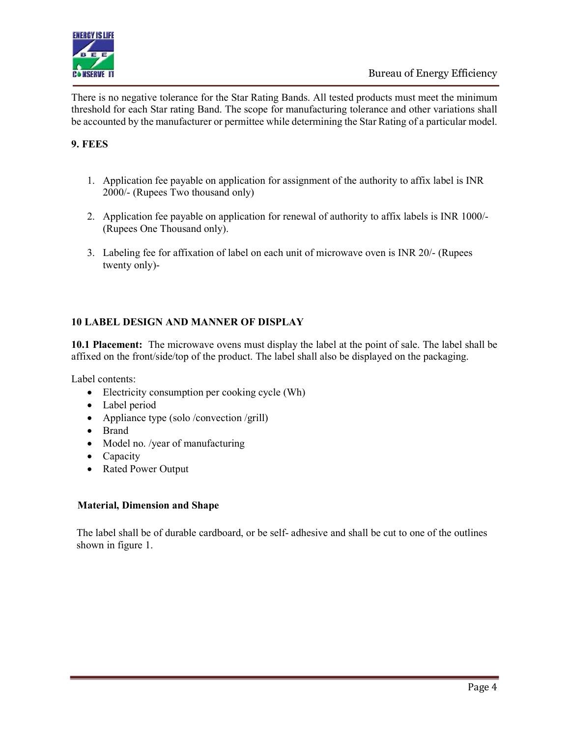There is no negative tolerance for the Star Rating Bands. All tested products must meet the minimum threshold for each Star rating Band. The scope for manufacturing tolerance and other variations shall be accounted by the manufacturer or permittee while determining the Star Rating of a particular model.

## 9. FEES

1. Application fee payable on application for assignment of the authority to affix label is INR 2000/- (Rupees Two thousand only)
2. Application fee payable on application for renewal of authority to affix labels is INR 1000/- (Rupees One Thousand only).
3. Labeling fee for affixation of label on each unit of microwave oven is INR 20/- (Rupees twenty only)-

## 10 LABEL DESIGN AND MANNER OF DISPLAY

**10.1 Placement:** The microwave ovens must display the label at the point of sale. The label shall be affixed on the front/side/top of the product. The label shall also be displayed on the packaging.

Label contents:

- Electricity consumption per cooking cycle (Wh)
- Label period
- Appliance type (solo /convection /grill)
- Brand
- Model no. /year of manufacturing
- Capacity
- Rated Power Output

### Material, Dimension and Shape

The label shall be of durable cardboard, or be self- adhesive and shall be cut to one of the outlines shown in figure 1.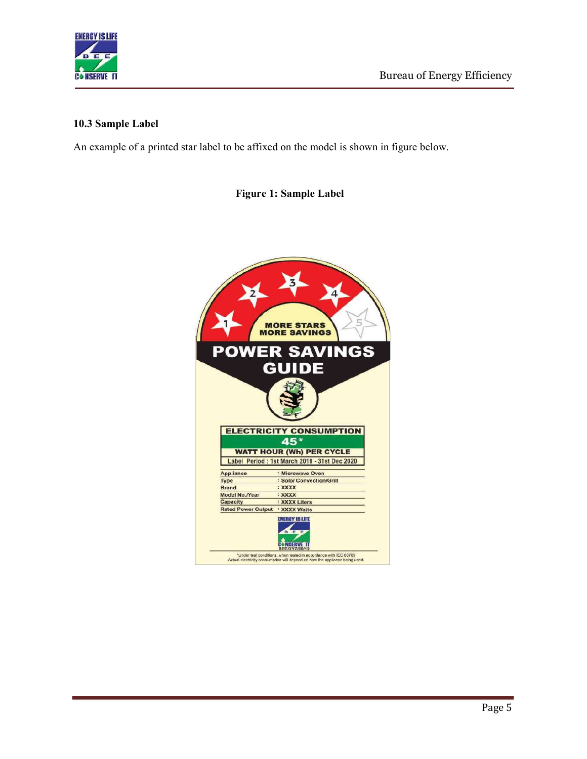### 10.3 Sample Label

An example of a printed star label to be affixed on the model is shown in figure below.

**Figure 1: Sample Label**

MORE STARS MORE SAVINGS

POWER SAVINGS GUIDE

ELECTRICITY CONSUMPTION

45*

WATT HOUR (Wh) PER CYCLE

Label Period : 1st March 2019 - 31st Dec 2020

| | |
|---|---|
| Appliance | : Microwave Oven |
| Type | : Solo/ Convection/Grill |
| Brand | : XXXX |
| Model No./Year | : XXXX |
| Capacity | : XXXX Liters |
| Rated Power Output | : XXXX Watts |

BEE/XYZ/00/12

*Under test conditions, when tested in accordance with IEC 60705
Actual electricity consumption will depend on how the appliance being used.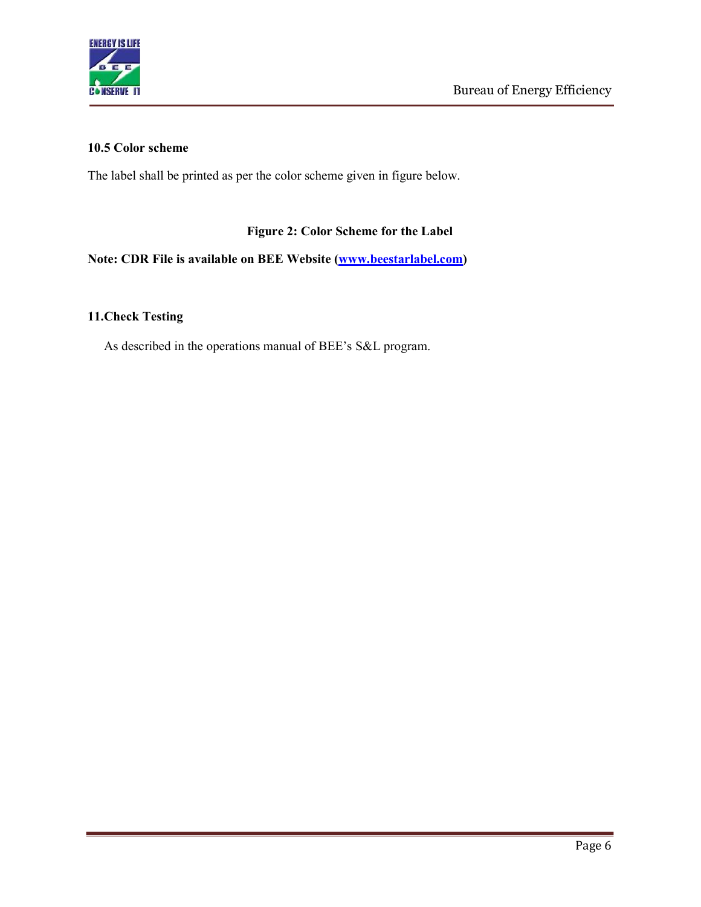### 10.5 Color scheme

The label shall be printed as per the color scheme given in figure below.

**Figure 2: Color Scheme for the Label**

**Note: CDR File is available on BEE Website ([www.beestarlabel.com](http://www.beestarlabel.com))**

### 11.Check Testing

As described in the operations manual of BEE's S&L program.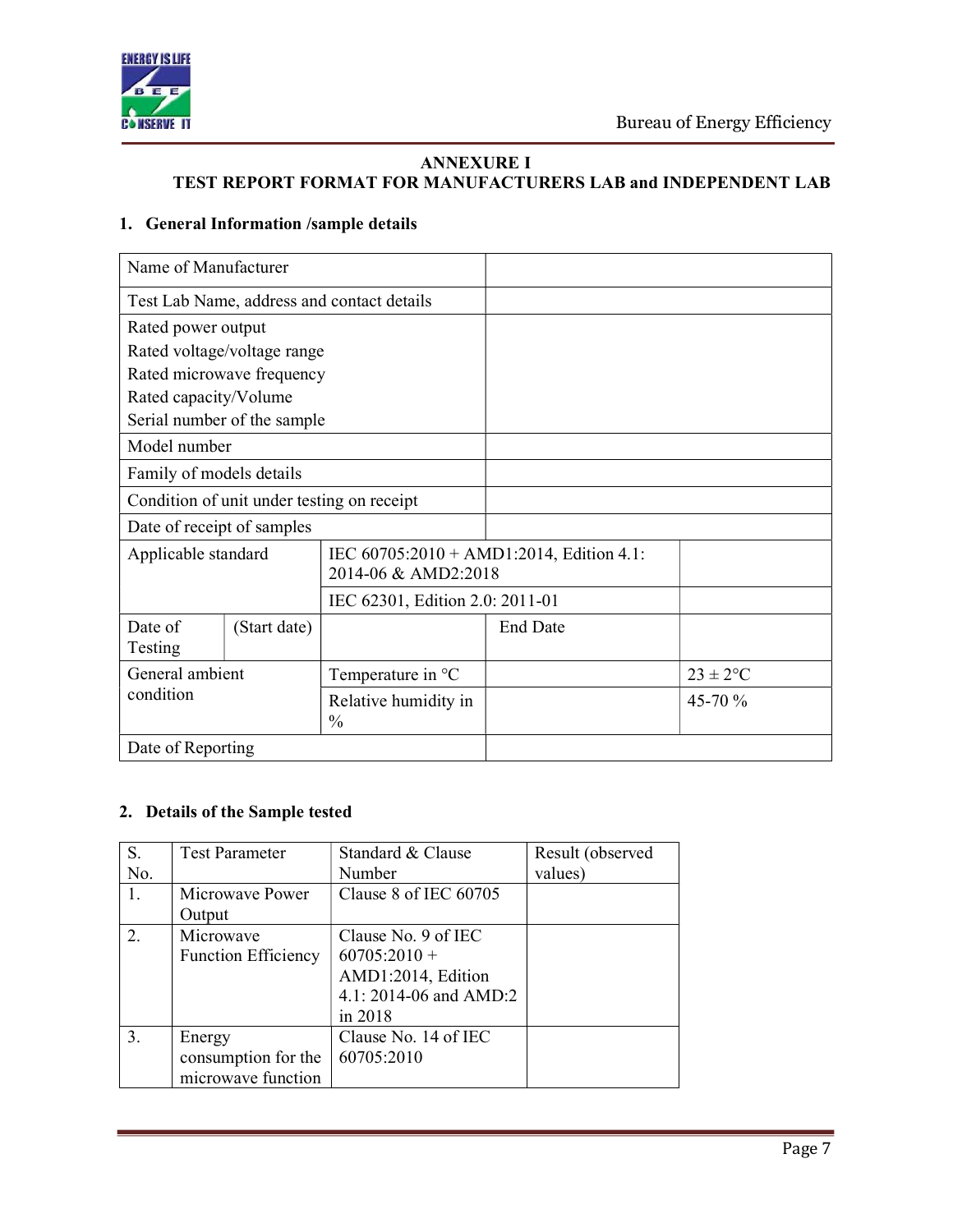## ANNEXURE I

## TEST REPORT FORMAT FOR MANUFACTURERS LAB and INDEPENDENT LAB

### 1. General Information /sample details

| | | | |
|---|---|---|---|
| Name of Manufacturer | | | |
| Test Lab Name, address and contact details | | | |
| Rated power output<br>Rated voltage/voltage range<br>Rated microwave frequency<br>Rated capacity/Volume<br>Serial number of the sample | | | |
| Model number | | | |
| Family of models details | | | |
| Condition of unit under testing on receipt | | | |
| Date of receipt of samples | | | |
| Applicable standard | IEC 60705:2010 + AMD1:2014, Edition 4.1: 2014-06 & AMD2:2018 | | |
| | IEC 62301, Edition 2.0: 2011-01 | | |
| Date of Testing (Start date) | | End Date | |
| General ambient condition | Temperature in °C | | 23 ± 2°C |
| | Relative humidity in % | | 45-70 % |
| Date of Reporting | | | |

### 2. Details of the Sample tested

| S. No. | Test Parameter | Standard & Clause Number | Result (observed values) |
|---|---|---|---|
| 1. | Microwave Power Output | Clause 8 of IEC 60705 | |
| 2. | Microwave Function Efficiency | Clause No. 9 of IEC 60705:2010 + AMD1:2014, Edition 4.1: 2014-06 and AMD:2 in 2018 | |
| 3. | Energy consumption for the microwave function | Clause No. 14 of IEC 60705:2010 | |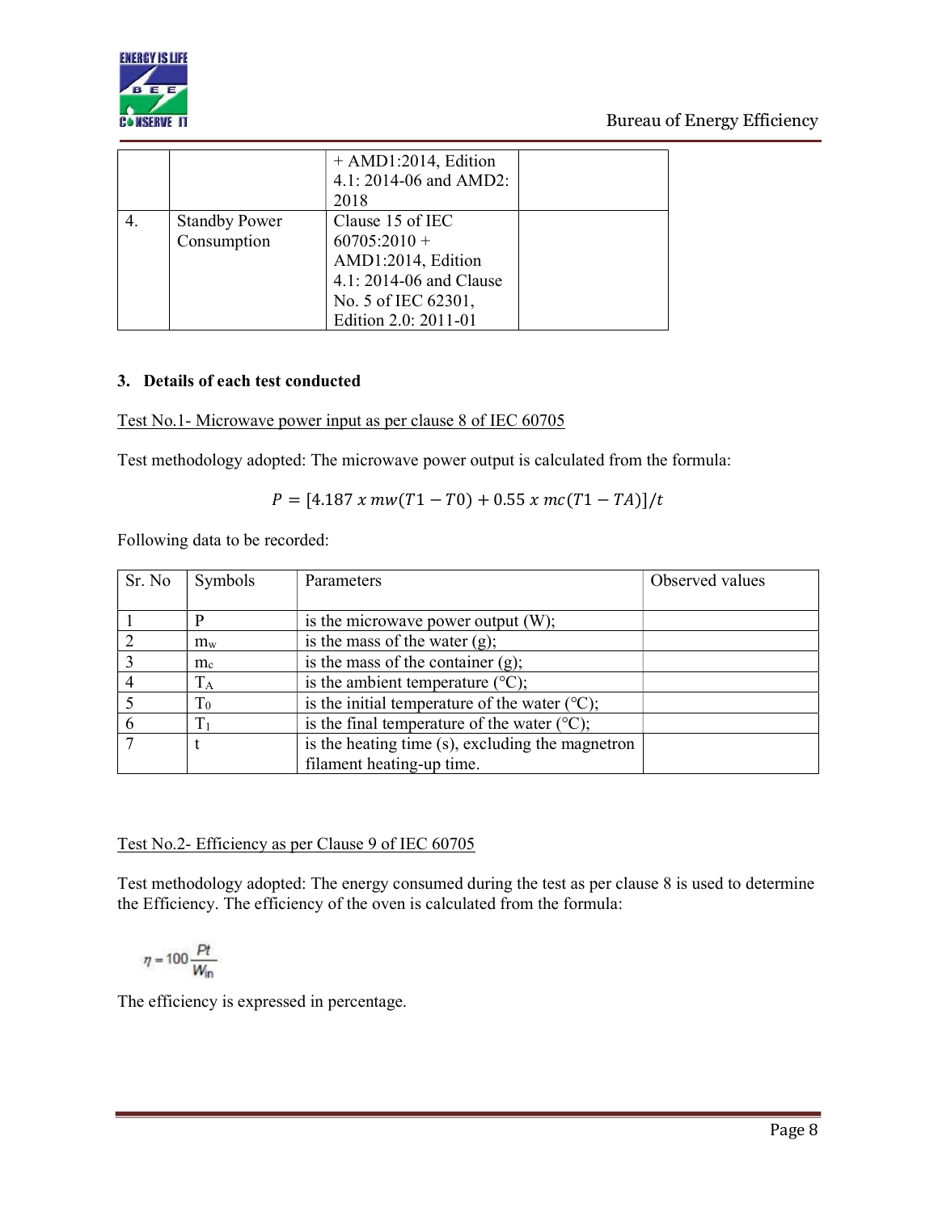| | | + AMD1:2014, Edition 4.1: 2014-06 and AMD2: 2018 | |
|---|---|---|---|
| 4. | Standby Power Consumption | Clause 15 of IEC 60705:2010 + AMD1:2014, Edition 4.1: 2014-06 and Clause No. 5 of IEC 62301, Edition 2.0: 2011-01 | |

### 3. Details of each test conducted

Test No.1- Microwave power input as per clause 8 of IEC 60705

Test methodology adopted: The microwave power output is calculated from the formula:

$$P = [4.187 \; x \; mw(T1 - T0) + 0.55 \; x \; mc(T1 - TA)]/t$$

Following data to be recorded:

| Sr. No | Symbols | Parameters | Observed values |
|---|---|---|---|
| 1 | $P$ | is the microwave power output (W); | |
| 2 | $m_w$ | is the mass of the water (g); | |
| 3 | $m_c$ | is the mass of the container (g); | |
| 4 | $T_A$ | is the ambient temperature (°C); | |
| 5 | $T_0$ | is the initial temperature of the water (°C); | |
| 6 | $T_1$ | is the final temperature of the water (°C); | |
| 7 | $t$ | is the heating time (s), excluding the magnetron filament heating-up time. | |

Test No.2- Efficiency as per Clause 9 of IEC 60705

Test methodology adopted: The energy consumed during the test as per clause 8 is used to determine the Efficiency. The efficiency of the oven is calculated from the formula:

$$\eta = 100 \frac{Pt}{W_{in}}$$

The efficiency is expressed in percentage.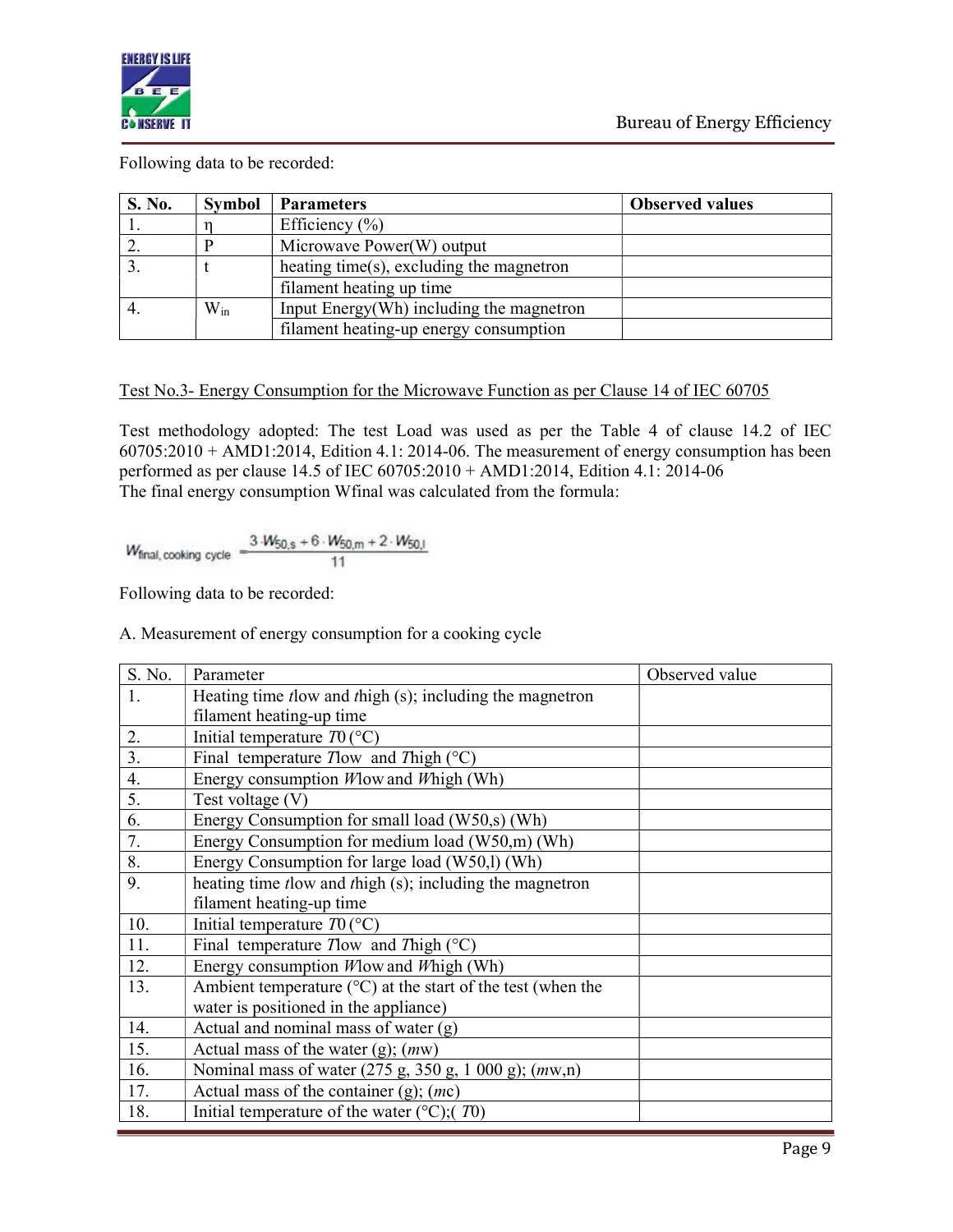Following data to be recorded:

| S. No. | Symbol | Parameters | Observed values |
|---|---|---|---|
| 1. | η | Efficiency (%) | |
| 2. | P | Microwave Power(W) output | |
| 3. | t | heating time(s), excluding the magnetron | |
| | | filament heating up time | |
| 4. | $W_{in}$ | Input Energy(Wh) including the magnetron | |
| | | filament heating-up energy consumption | |

Test No.3- Energy Consumption for the Microwave Function as per Clause 14 of IEC 60705

Test methodology adopted: The test Load was used as per the Table 4 of clause 14.2 of IEC 60705:2010 + AMD1:2014, Edition 4.1: 2014-06. The measurement of energy consumption has been performed as per clause 14.5 of IEC 60705:2010 + AMD1:2014, Edition 4.1: 2014-06

The final energy consumption Wfinal was calculated from the formula:

$$W_{\text{final, cooking cycle}} = \frac{3 \cdot W_{50,s} + 6 \cdot W_{50,m} + 2 \cdot W_{50,l}}{11}$$

Following data to be recorded:

A. Measurement of energy consumption for a cooking cycle

| S. No. | Parameter | Observed value |
|---|---|---|
| 1. | Heating time $t$low and $t$high (s); including the magnetron filament heating-up time | |
| 2. | Initial temperature $T0$ (°C) | |
| 3. | Final temperature $T$low and $T$high (°C) | |
| 4. | Energy consumption $W$low and $W$high (Wh) | |
| 5. | Test voltage (V) | |
| 6. | Energy Consumption for small load (W50,s) (Wh) | |
| 7. | Energy Consumption for medium load (W50,m) (Wh) | |
| 8. | Energy Consumption for large load (W50,l) (Wh) | |
| 9. | heating time $t$low and $t$high (s); including the magnetron filament heating-up time | |
| 10. | Initial temperature $T0$ (°C) | |
| 11. | Final temperature $T$low and $T$high (°C) | |
| 12. | Energy consumption $W$low and $W$high (Wh) | |
| 13. | Ambient temperature (°C) at the start of the test (when the water is positioned in the appliance) | |
| 14. | Actual and nominal mass of water (g) | |
| 15. | Actual mass of the water (g); ($m$w) | |
| 16. | Nominal mass of water (275 g, 350 g, 1 000 g); ($m$w,n) | |
| 17. | Actual mass of the container (g); ($m$c) | |
| 18. | Initial temperature of the water (°C);( $T0$) | |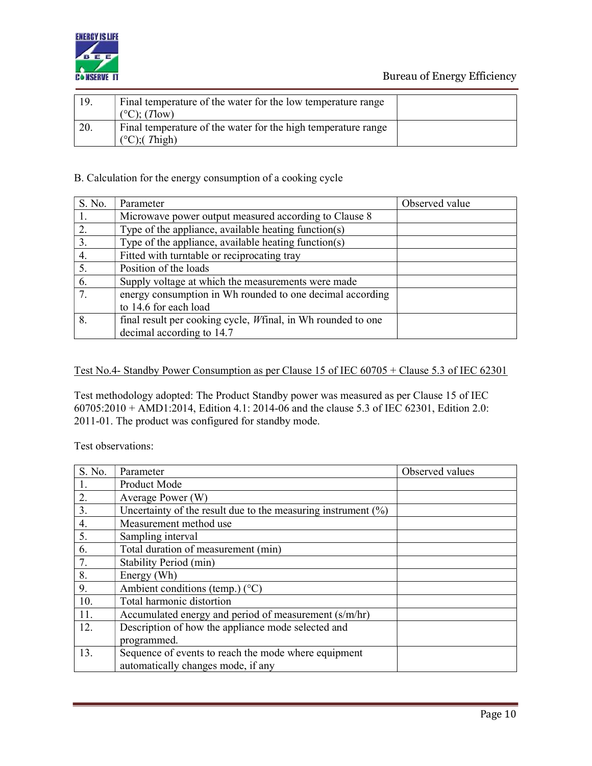| | | |
|---|---|---|
| 19. | Final temperature of the water for the low temperature range (°C); ($T$low) | |
| 20. | Final temperature of the water for the high temperature range (°C);( $T$high) | |

B. Calculation for the energy consumption of a cooking cycle

| S. No. | Parameter | Observed value |
|---|---|---|
| 1. | Microwave power output measured according to Clause 8 | |
| 2. | Type of the appliance, available heating function(s) | |
| 3. | Type of the appliance, available heating function(s) | |
| 4. | Fitted with turntable or reciprocating tray | |
| 5. | Position of the loads | |
| 6. | Supply voltage at which the measurements were made | |
| 7. | energy consumption in Wh rounded to one decimal according to 14.6 for each load | |
| 8. | final result per cooking cycle, $W$final, in Wh rounded to one decimal according to 14.7 | |

Test No.4- Standby Power Consumption as per Clause 15 of IEC 60705 + Clause 5.3 of IEC 62301

Test methodology adopted: The Product Standby power was measured as per Clause 15 of IEC 60705:2010 + AMD1:2014, Edition 4.1: 2014-06 and the clause 5.3 of IEC 62301, Edition 2.0: 2011-01. The product was configured for standby mode.

Test observations:

| S. No. | Parameter | Observed values |
|---|---|---|
| 1. | Product Mode | |
| 2. | Average Power (W) | |
| 3. | Uncertainty of the result due to the measuring instrument (%) | |
| 4. | Measurement method use | |
| 5. | Sampling interval | |
| 6. | Total duration of measurement (min) | |
| 7. | Stability Period (min) | |
| 8. | Energy (Wh) | |
| 9. | Ambient conditions (temp.) (°C) | |
| 10. | Total harmonic distortion | |
| 11. | Accumulated energy and period of measurement (s/m/hr) | |
| 12. | Description of how the appliance mode selected and programmed. | |
| 13. | Sequence of events to reach the mode where equipment automatically changes mode, if any | |